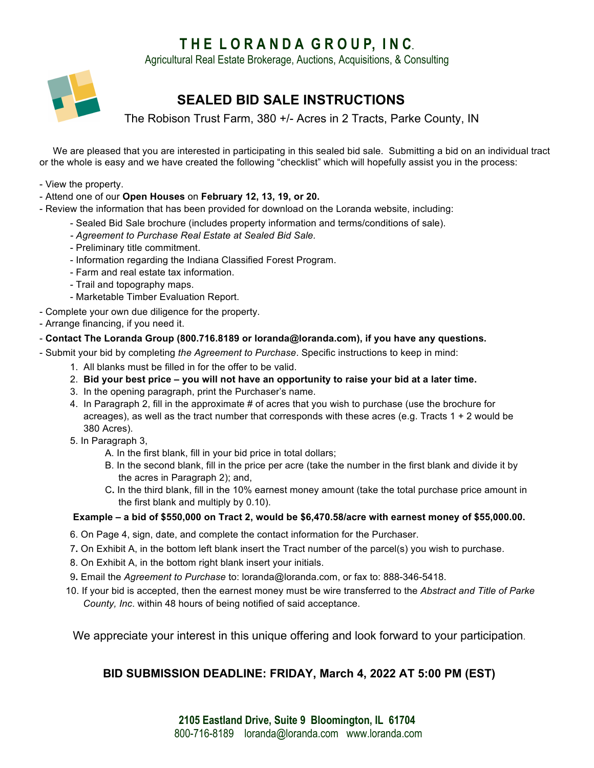# THE LORANDA GROUP, INC.

Agricultural Real Estate Brokerage, Auctions, Acquisitions, & Consulting

## SEALED BID SALE INSTRUCTIONS

The Robison Trust Farm, 380 +/- Acres in 2 Tracts, Parke County, IN

We are pleased that you are interested in participating in this sealed bid sale. Submitting a bid on an individual tract or the whole is easy and we have created the following "checklist" which will hopefully assist you in the process:

- View the property.
- Attend one of our **Open Houses** on **February 12, 13, 19, or 20.**
- Review the information that has been provided for download on the Loranda website, including:
  - Sealed Bid Sale brochure (includes property information and terms/conditions of sale).
  - *Agreement to Purchase Real Estate at Sealed Bid Sale.*
  - Preliminary title commitment.
  - Information regarding the Indiana Classified Forest Program.
  - Farm and real estate tax information.
  - Trail and topography maps.
  - Marketable Timber Evaluation Report.
- Complete your own due diligence for the property.
- Arrange financing, if you need it.
- **Contact The Loranda Group (800.716.8189 or loranda@loranda.com), if you have any questions.**
- Submit your bid by completing *the Agreement to Purchase*. Specific instructions to keep in mind:
  1. All blanks must be filled in for the offer to be valid.
  2. **Bid your best price – you will not have an opportunity to raise your bid at a later time.**
  3. In the opening paragraph, print the Purchaser's name.
  4. In Paragraph 2, fill in the approximate # of acres that you wish to purchase (use the brochure for acreages), as well as the tract number that corresponds with these acres (e.g. Tracts 1 + 2 would be 380 Acres).
  5. In Paragraph 3,
     - A. In the first blank, fill in your bid price in total dollars;
     - B. In the second blank, fill in the price per acre (take the number in the first blank and divide it by the acres in Paragraph 2); and,
     - C. In the third blank, fill in the 10% earnest money amount (take the total purchase price amount in the first blank and multiply by 0.10).

     **Example – a bid of $550,000 on Tract 2, would be $6,470.58/acre with earnest money of $55,000.00.**

  6. On Page 4, sign, date, and complete the contact information for the Purchaser.
  7. On Exhibit A, in the bottom left blank insert the Tract number of the parcel(s) you wish to purchase.
  8. On Exhibit A, in the bottom right blank insert your initials.
  9. Email the *Agreement to Purchase* to: loranda@loranda.com, or fax to: 888-346-5418.
  10. If your bid is accepted, then the earnest money must be wire transferred to the *Abstract and Title of Parke County, Inc*. within 48 hours of being notified of said acceptance.

We appreciate your interest in this unique offering and look forward to your participation.

**BID SUBMISSION DEADLINE: FRIDAY, March 4, 2022 AT 5:00 PM (EST)**

**2105 Eastland Drive, Suite 9 Bloomington, IL 61704**
800-716-8189 loranda@loranda.com www.loranda.com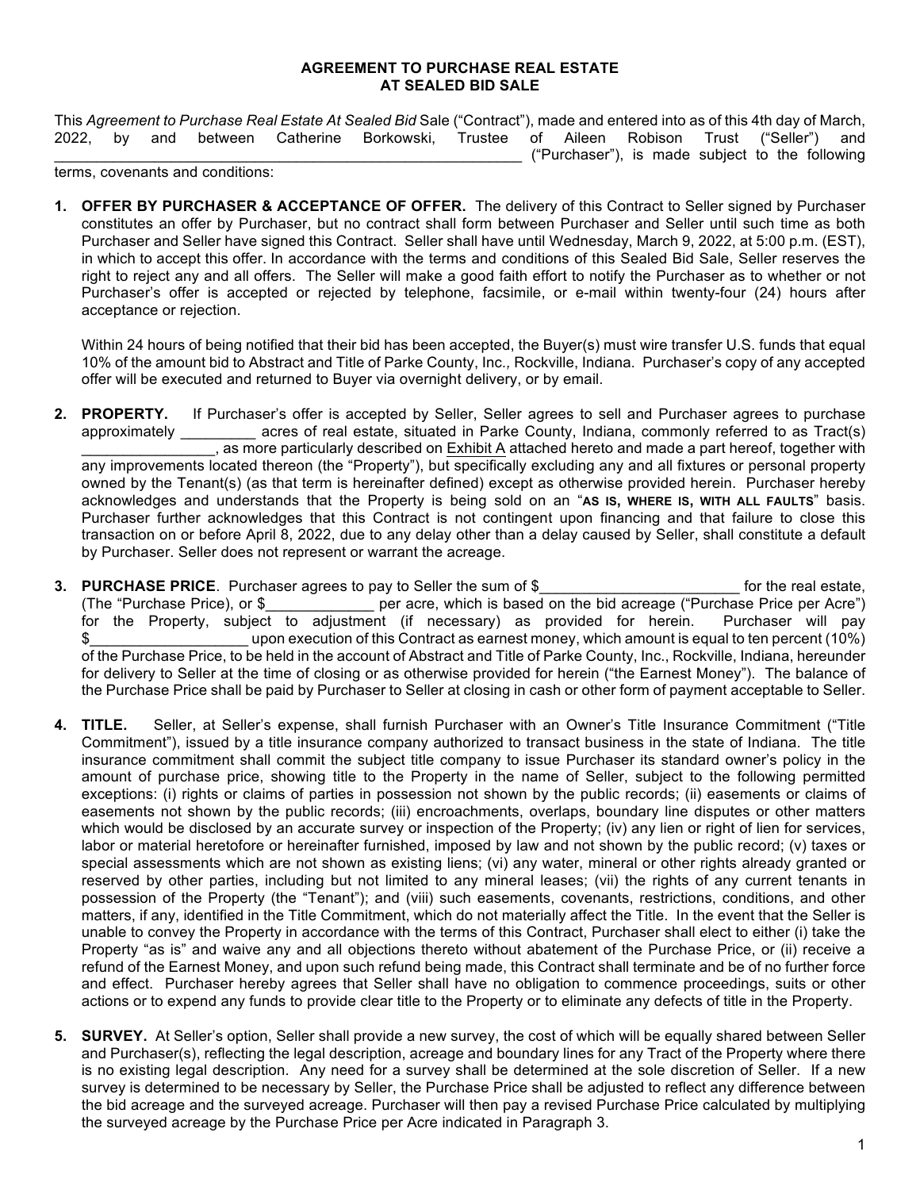# AGREEMENT TO PURCHASE REAL ESTATE AT SEALED BID SALE

This *Agreement to Purchase Real Estate At Sealed Bid* Sale ("Contract"), made and entered into as of this 4th day of March, 2022, by and between Catherine Borkowski, Trustee of Aileen Robison Trust ("Seller") and ____________________________________________________________ ("Purchaser"), is made subject to the following terms, covenants and conditions:

1. **OFFER BY PURCHASER & ACCEPTANCE OF OFFER.** The delivery of this Contract to Seller signed by Purchaser constitutes an offer by Purchaser, but no contract shall form between Purchaser and Seller until such time as both Purchaser and Seller have signed this Contract. Seller shall have until Wednesday, March 9, 2022, at 5:00 p.m. (EST), in which to accept this offer. In accordance with the terms and conditions of this Sealed Bid Sale, Seller reserves the right to reject any and all offers. The Seller will make a good faith effort to notify the Purchaser as to whether or not Purchaser's offer is accepted or rejected by telephone, facsimile, or e-mail within twenty-four (24) hours after acceptance or rejection.

   Within 24 hours of being notified that their bid has been accepted, the Buyer(s) must wire transfer U.S. funds that equal 10% of the amount bid to Abstract and Title of Parke County, Inc., Rockville, Indiana. Purchaser's copy of any accepted offer will be executed and returned to Buyer via overnight delivery, or by email.

2. **PROPERTY.** If Purchaser's offer is accepted by Seller, Seller agrees to sell and Purchaser agrees to purchase approximately _________ acres of real estate, situated in Parke County, Indiana, commonly referred to as Tract(s) ________________, as more particularly described on Exhibit A attached hereto and made a part hereof, together with any improvements located thereon (the "Property"), but specifically excluding any and all fixtures or personal property owned by the Tenant(s) (as that term is hereinafter defined) except as otherwise provided herein. Purchaser hereby acknowledges and understands that the Property is being sold on an "**AS IS, WHERE IS, WITH ALL FAULTS**" basis. Purchaser further acknowledges that this Contract is not contingent upon financing and that failure to close this transaction on or before April 8, 2022, due to any delay other than a delay caused by Seller, shall constitute a default by Purchaser. Seller does not represent or warrant the acreage.

3. **PURCHASE PRICE**. Purchaser agrees to pay to Seller the sum of $________________________ for the real estate, (The "Purchase Price), or $_____________ per acre, which is based on the bid acreage ("Purchase Price per Acre") for the Property, subject to adjustment (if necessary) as provided for herein. Purchaser will pay $___________________ upon execution of this Contract as earnest money, which amount is equal to ten percent (10%) of the Purchase Price, to be held in the account of Abstract and Title of Parke County, Inc., Rockville, Indiana, hereunder for delivery to Seller at the time of closing or as otherwise provided for herein ("the Earnest Money"). The balance of the Purchase Price shall be paid by Purchaser to Seller at closing in cash or other form of payment acceptable to Seller.

4. **TITLE.** Seller, at Seller's expense, shall furnish Purchaser with an Owner's Title Insurance Commitment ("Title Commitment"), issued by a title insurance company authorized to transact business in the state of Indiana. The title insurance commitment shall commit the subject title company to issue Purchaser its standard owner's policy in the amount of purchase price, showing title to the Property in the name of Seller, subject to the following permitted exceptions: (i) rights or claims of parties in possession not shown by the public records; (ii) easements or claims of easements not shown by the public records; (iii) encroachments, overlaps, boundary line disputes or other matters which would be disclosed by an accurate survey or inspection of the Property; (iv) any lien or right of lien for services, labor or material heretofore or hereinafter furnished, imposed by law and not shown by the public record; (v) taxes or special assessments which are not shown as existing liens; (vi) any water, mineral or other rights already granted or reserved by other parties, including but not limited to any mineral leases; (vii) the rights of any current tenants in possession of the Property (the "Tenant"); and (viii) such easements, covenants, restrictions, conditions, and other matters, if any, identified in the Title Commitment, which do not materially affect the Title. In the event that the Seller is unable to convey the Property in accordance with the terms of this Contract, Purchaser shall elect to either (i) take the Property "as is" and waive any and all objections thereto without abatement of the Purchase Price, or (ii) receive a refund of the Earnest Money, and upon such refund being made, this Contract shall terminate and be of no further force and effect. Purchaser hereby agrees that Seller shall have no obligation to commence proceedings, suits or other actions or to expend any funds to provide clear title to the Property or to eliminate any defects of title in the Property.

5. **SURVEY.** At Seller's option, Seller shall provide a new survey, the cost of which will be equally shared between Seller and Purchaser(s), reflecting the legal description, acreage and boundary lines for any Tract of the Property where there is no existing legal description. Any need for a survey shall be determined at the sole discretion of Seller. If a new survey is determined to be necessary by Seller, the Purchase Price shall be adjusted to reflect any difference between the bid acreage and the surveyed acreage. Purchaser will then pay a revised Purchase Price calculated by multiplying the surveyed acreage by the Purchase Price per Acre indicated in Paragraph 3.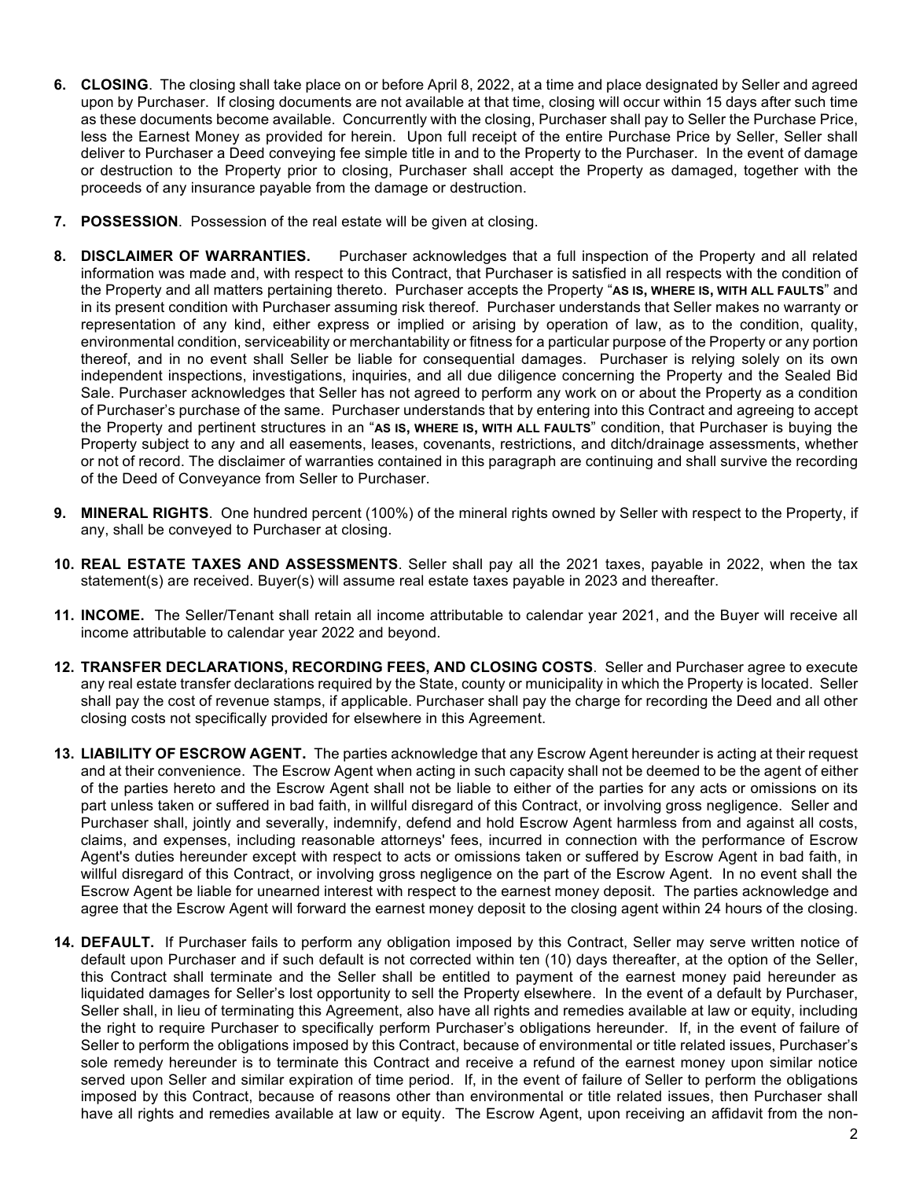6. **CLOSING**. The closing shall take place on or before April 8, 2022, at a time and place designated by Seller and agreed upon by Purchaser. If closing documents are not available at that time, closing will occur within 15 days after such time as these documents become available. Concurrently with the closing, Purchaser shall pay to Seller the Purchase Price, less the Earnest Money as provided for herein. Upon full receipt of the entire Purchase Price by Seller, Seller shall deliver to Purchaser a Deed conveying fee simple title in and to the Property to the Purchaser. In the event of damage or destruction to the Property prior to closing, Purchaser shall accept the Property as damaged, together with the proceeds of any insurance payable from the damage or destruction.

7. **POSSESSION**. Possession of the real estate will be given at closing.

8. **DISCLAIMER OF WARRANTIES.** Purchaser acknowledges that a full inspection of the Property and all related information was made and, with respect to this Contract, that Purchaser is satisfied in all respects with the condition of the Property and all matters pertaining thereto. Purchaser accepts the Property "**AS IS, WHERE IS, WITH ALL FAULTS**" and in its present condition with Purchaser assuming risk thereof. Purchaser understands that Seller makes no warranty or representation of any kind, either express or implied or arising by operation of law, as to the condition, quality, environmental condition, serviceability or merchantability or fitness for a particular purpose of the Property or any portion thereof, and in no event shall Seller be liable for consequential damages. Purchaser is relying solely on its own independent inspections, investigations, inquiries, and all due diligence concerning the Property and the Sealed Bid Sale. Purchaser acknowledges that Seller has not agreed to perform any work on or about the Property as a condition of Purchaser's purchase of the same. Purchaser understands that by entering into this Contract and agreeing to accept the Property and pertinent structures in an "**AS IS, WHERE IS, WITH ALL FAULTS**" condition, that Purchaser is buying the Property subject to any and all easements, leases, covenants, restrictions, and ditch/drainage assessments, whether or not of record. The disclaimer of warranties contained in this paragraph are continuing and shall survive the recording of the Deed of Conveyance from Seller to Purchaser.

9. **MINERAL RIGHTS**. One hundred percent (100%) of the mineral rights owned by Seller with respect to the Property, if any, shall be conveyed to Purchaser at closing.

10. **REAL ESTATE TAXES AND ASSESSMENTS**. Seller shall pay all the 2021 taxes, payable in 2022, when the tax statement(s) are received. Buyer(s) will assume real estate taxes payable in 2023 and thereafter.

11. **INCOME.** The Seller/Tenant shall retain all income attributable to calendar year 2021, and the Buyer will receive all income attributable to calendar year 2022 and beyond.

12. **TRANSFER DECLARATIONS, RECORDING FEES, AND CLOSING COSTS**. Seller and Purchaser agree to execute any real estate transfer declarations required by the State, county or municipality in which the Property is located. Seller shall pay the cost of revenue stamps, if applicable. Purchaser shall pay the charge for recording the Deed and all other closing costs not specifically provided for elsewhere in this Agreement.

13. **LIABILITY OF ESCROW AGENT.** The parties acknowledge that any Escrow Agent hereunder is acting at their request and at their convenience. The Escrow Agent when acting in such capacity shall not be deemed to be the agent of either of the parties hereto and the Escrow Agent shall not be liable to either of the parties for any acts or omissions on its part unless taken or suffered in bad faith, in willful disregard of this Contract, or involving gross negligence. Seller and Purchaser shall, jointly and severally, indemnify, defend and hold Escrow Agent harmless from and against all costs, claims, and expenses, including reasonable attorneys' fees, incurred in connection with the performance of Escrow Agent's duties hereunder except with respect to acts or omissions taken or suffered by Escrow Agent in bad faith, in willful disregard of this Contract, or involving gross negligence on the part of the Escrow Agent. In no event shall the Escrow Agent be liable for unearned interest with respect to the earnest money deposit. The parties acknowledge and agree that the Escrow Agent will forward the earnest money deposit to the closing agent within 24 hours of the closing.

14. **DEFAULT.** If Purchaser fails to perform any obligation imposed by this Contract, Seller may serve written notice of default upon Purchaser and if such default is not corrected within ten (10) days thereafter, at the option of the Seller, this Contract shall terminate and the Seller shall be entitled to payment of the earnest money paid hereunder as liquidated damages for Seller's lost opportunity to sell the Property elsewhere. In the event of a default by Purchaser, Seller shall, in lieu of terminating this Agreement, also have all rights and remedies available at law or equity, including the right to require Purchaser to specifically perform Purchaser's obligations hereunder. If, in the event of failure of Seller to perform the obligations imposed by this Contract, because of environmental or title related issues, Purchaser's sole remedy hereunder is to terminate this Contract and receive a refund of the earnest money upon similar notice served upon Seller and similar expiration of time period. If, in the event of failure of Seller to perform the obligations imposed by this Contract, because of reasons other than environmental or title related issues, then Purchaser shall have all rights and remedies available at law or equity. The Escrow Agent, upon receiving an affidavit from the non-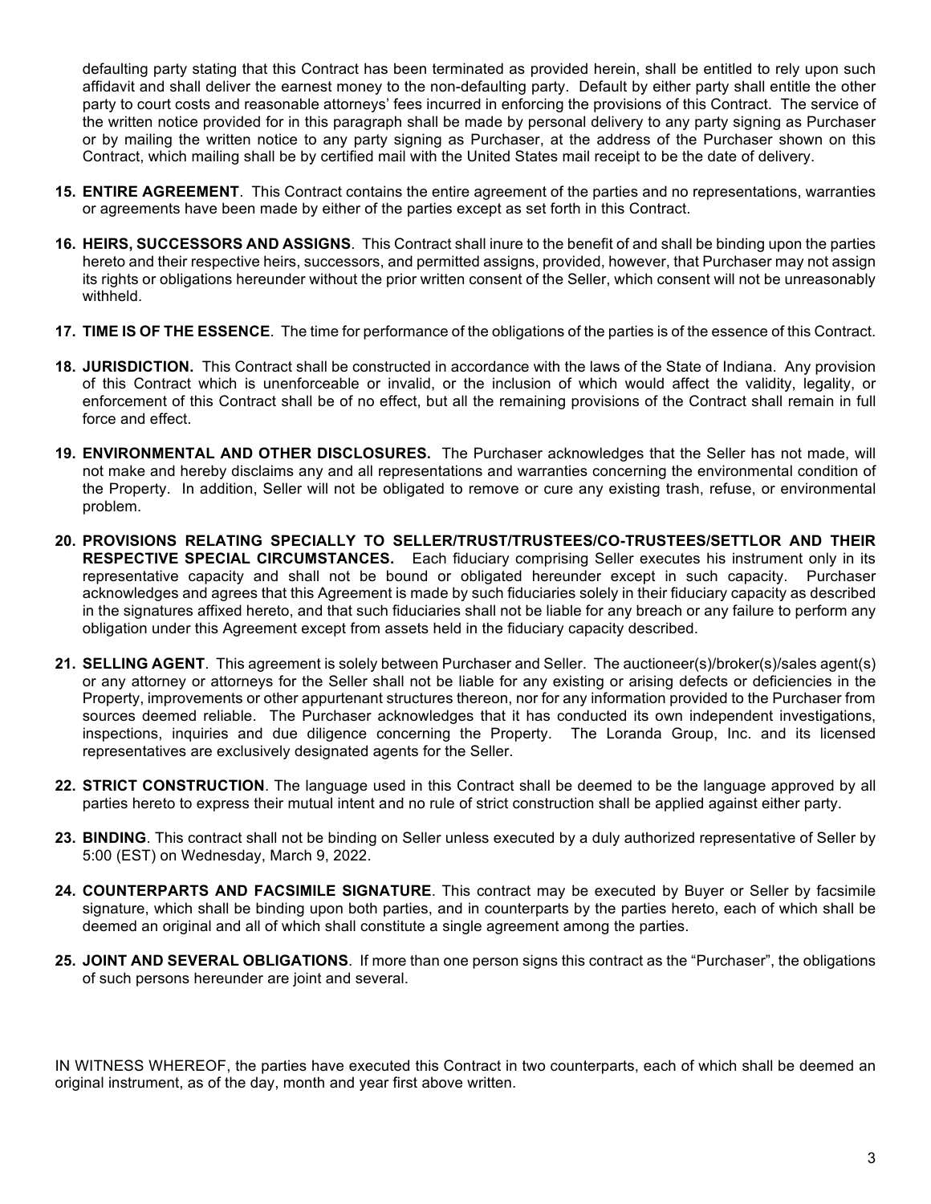defaulting party stating that this Contract has been terminated as provided herein, shall be entitled to rely upon such affidavit and shall deliver the earnest money to the non-defaulting party. Default by either party shall entitle the other party to court costs and reasonable attorneys' fees incurred in enforcing the provisions of this Contract. The service of the written notice provided for in this paragraph shall be made by personal delivery to any party signing as Purchaser or by mailing the written notice to any party signing as Purchaser, at the address of the Purchaser shown on this Contract, which mailing shall be by certified mail with the United States mail receipt to be the date of delivery.

15. **ENTIRE AGREEMENT**. This Contract contains the entire agreement of the parties and no representations, warranties or agreements have been made by either of the parties except as set forth in this Contract.

16. **HEIRS, SUCCESSORS AND ASSIGNS**. This Contract shall inure to the benefit of and shall be binding upon the parties hereto and their respective heirs, successors, and permitted assigns, provided, however, that Purchaser may not assign its rights or obligations hereunder without the prior written consent of the Seller, which consent will not be unreasonably withheld.

17. **TIME IS OF THE ESSENCE**. The time for performance of the obligations of the parties is of the essence of this Contract.

18. **JURISDICTION.** This Contract shall be constructed in accordance with the laws of the State of Indiana. Any provision of this Contract which is unenforceable or invalid, or the inclusion of which would affect the validity, legality, or enforcement of this Contract shall be of no effect, but all the remaining provisions of the Contract shall remain in full force and effect.

19. **ENVIRONMENTAL AND OTHER DISCLOSURES.** The Purchaser acknowledges that the Seller has not made, will not make and hereby disclaims any and all representations and warranties concerning the environmental condition of the Property. In addition, Seller will not be obligated to remove or cure any existing trash, refuse, or environmental problem.

20. **PROVISIONS RELATING SPECIALLY TO SELLER/TRUST/TRUSTEES/CO-TRUSTEES/SETTLOR AND THEIR RESPECTIVE SPECIAL CIRCUMSTANCES.** Each fiduciary comprising Seller executes his instrument only in its representative capacity and shall not be bound or obligated hereunder except in such capacity. Purchaser acknowledges and agrees that this Agreement is made by such fiduciaries solely in their fiduciary capacity as described in the signatures affixed hereto, and that such fiduciaries shall not be liable for any breach or any failure to perform any obligation under this Agreement except from assets held in the fiduciary capacity described.

21. **SELLING AGENT**. This agreement is solely between Purchaser and Seller. The auctioneer(s)/broker(s)/sales agent(s) or any attorney or attorneys for the Seller shall not be liable for any existing or arising defects or deficiencies in the Property, improvements or other appurtenant structures thereon, nor for any information provided to the Purchaser from sources deemed reliable. The Purchaser acknowledges that it has conducted its own independent investigations, inspections, inquiries and due diligence concerning the Property. The Loranda Group, Inc. and its licensed representatives are exclusively designated agents for the Seller.

22. **STRICT CONSTRUCTION**. The language used in this Contract shall be deemed to be the language approved by all parties hereto to express their mutual intent and no rule of strict construction shall be applied against either party.

23. **BINDING**. This contract shall not be binding on Seller unless executed by a duly authorized representative of Seller by 5:00 (EST) on Wednesday, March 9, 2022.

24. **COUNTERPARTS AND FACSIMILE SIGNATURE**. This contract may be executed by Buyer or Seller by facsimile signature, which shall be binding upon both parties, and in counterparts by the parties hereto, each of which shall be deemed an original and all of which shall constitute a single agreement among the parties.

25. **JOINT AND SEVERAL OBLIGATIONS**. If more than one person signs this contract as the "Purchaser", the obligations of such persons hereunder are joint and several.

IN WITNESS WHEREOF, the parties have executed this Contract in two counterparts, each of which shall be deemed an original instrument, as of the day, month and year first above written.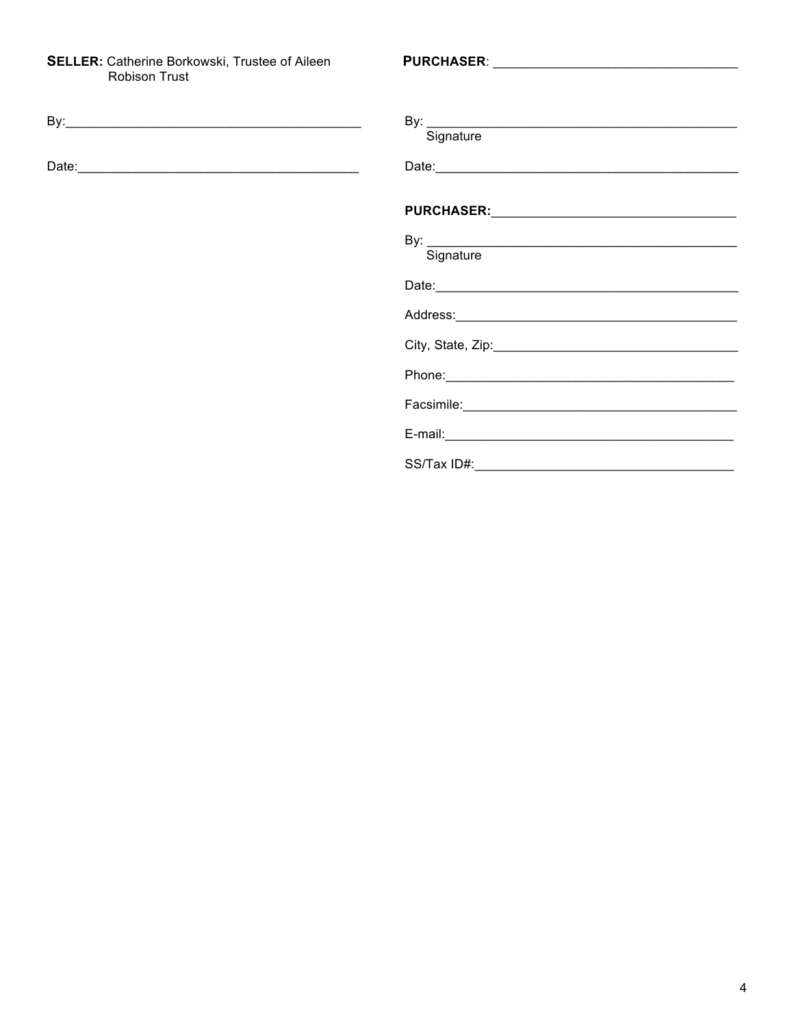**SELLER:** Catherine Borkowski, Trustee of Aileen Robison Trust

By:_________________________________________

Date:________________________________________

**PURCHASER**: _________________________________

By: ____________________________________________
Signature

Date:___________________________________________

**PURCHASER:**_________________________________

By: ____________________________________________
Signature

Date:___________________________________________

Address:________________________________________

City, State, Zip:__________________________________

Phone:_________________________________________

Facsimile:______________________________________

E-mail:_________________________________________

SS/Tax ID#:_____________________________________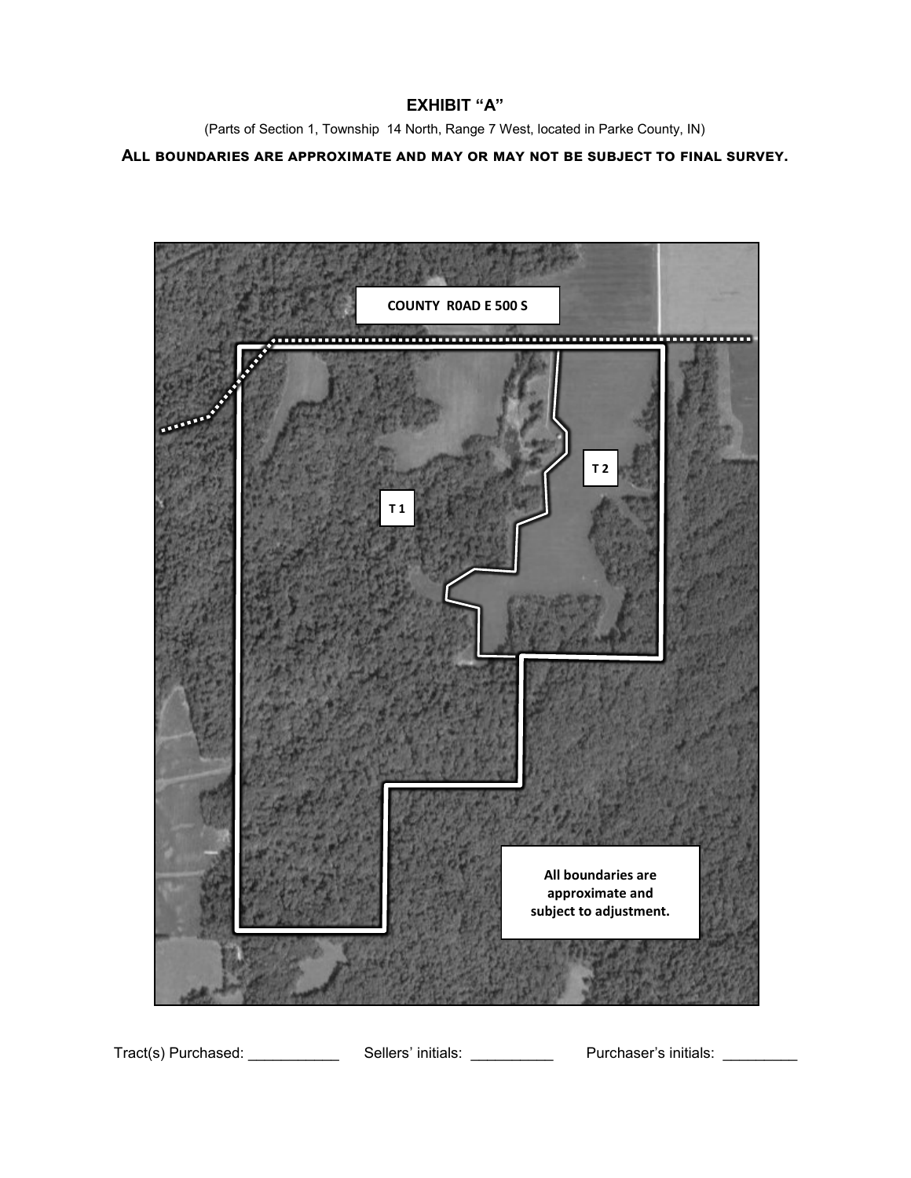## EXHIBIT "A"

(Parts of Section 1, Township 14 North, Range 7 West, located in Parke County, IN)

**ALL BOUNDARIES ARE APPROXIMATE AND MAY OR MAY NOT BE SUBJECT TO FINAL SURVEY.**

COUNTY R0AD E 500 S

T 1

T 2

All boundaries are approximate and subject to adjustment.

Tract(s) Purchased: ___________ Sellers' initials: __________ Purchaser's initials: _________